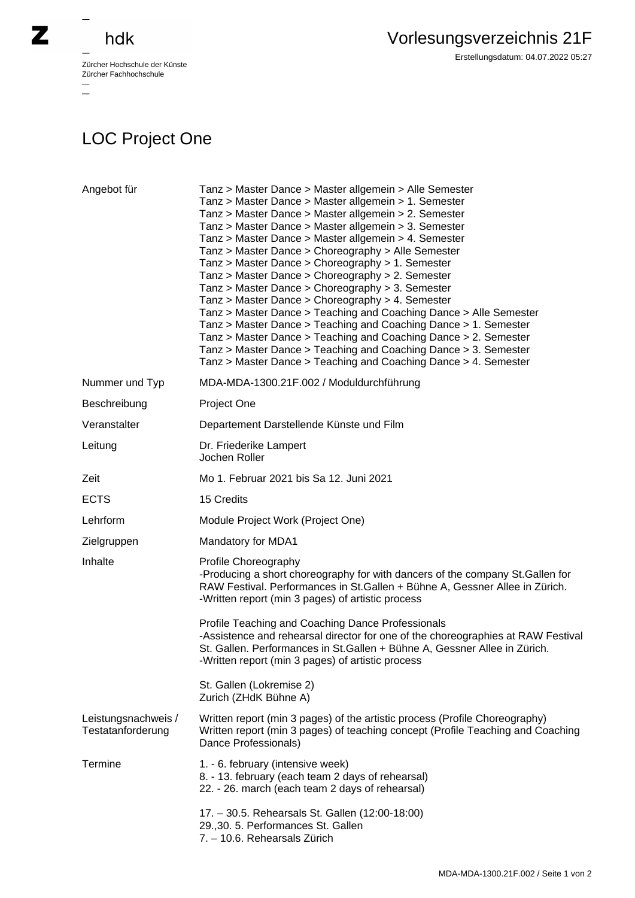Zürcher Hochschule der Künste
Zürcher Fachhochschule

# Vorlesungsverzeichnis 21F

Erstellungsdatum: 04.07.2022 05:27

## LOC Project One

| | |
|---|---|
| Angebot für | Tanz > Master Dance > Master allgemein > Alle Semester<br>Tanz > Master Dance > Master allgemein > 1. Semester<br>Tanz > Master Dance > Master allgemein > 2. Semester<br>Tanz > Master Dance > Master allgemein > 3. Semester<br>Tanz > Master Dance > Master allgemein > 4. Semester<br>Tanz > Master Dance > Choreography > Alle Semester<br>Tanz > Master Dance > Choreography > 1. Semester<br>Tanz > Master Dance > Choreography > 2. Semester<br>Tanz > Master Dance > Choreography > 3. Semester<br>Tanz > Master Dance > Choreography > 4. Semester<br>Tanz > Master Dance > Teaching and Coaching Dance > Alle Semester<br>Tanz > Master Dance > Teaching and Coaching Dance > 1. Semester<br>Tanz > Master Dance > Teaching and Coaching Dance > 2. Semester<br>Tanz > Master Dance > Teaching and Coaching Dance > 3. Semester<br>Tanz > Master Dance > Teaching and Coaching Dance > 4. Semester |
| Nummer und Typ | MDA-MDA-1300.21F.002 / Moduldurchführung |
| Beschreibung | Project One |
| Veranstalter | Departement Darstellende Künste und Film |
| Leitung | Dr. Friederike Lampert<br>Jochen Roller |
| Zeit | Mo 1. Februar 2021 bis Sa 12. Juni 2021 |
| ECTS | 15 Credits |
| Lehrform | Module Project Work (Project One) |
| Zielgruppen | Mandatory for MDA1 |
| Inhalte | Profile Choreography<br>-Producing a short choreography for with dancers of the company St.Gallen for RAW Festival. Performances in St.Gallen + Bühne A, Gessner Allee in Zürich.<br>-Written report (min 3 pages) of artistic process<br><br>Profile Teaching and Coaching Dance Professionals<br>-Assistence and rehearsal director for one of the choreographies at RAW Festival St. Gallen. Performances in St.Gallen + Bühne A, Gessner Allee in Zürich.<br>-Written report (min 3 pages) of artistic process<br><br>St. Gallen (Lokremise 2)<br>Zurich (ZHdK Bühne A) |
| Leistungsnachweis / Testatanforderung | Written report (min 3 pages) of the artistic process (Profile Choreography)<br>Written report (min 3 pages) of teaching concept (Profile Teaching and Coaching Dance Professionals) |
| Termine | 1. - 6. february (intensive week)<br>8. - 13. february (each team 2 days of rehearsal)<br>22. - 26. march (each team 2 days of rehearsal)<br><br>17. – 30.5. Rehearsals St. Gallen (12:00-18:00)<br>29.,30. 5. Performances St. Gallen<br>7. – 10.6. Rehearsals Zürich |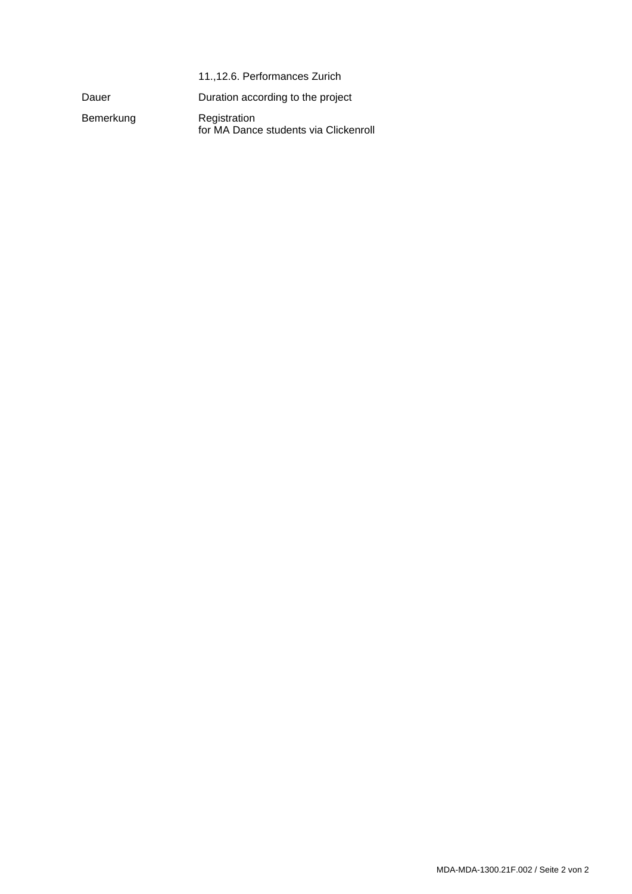| | |
|---|---|
| | 11.,12.6. Performances Zurich |
| Dauer | Duration according to the project |
| Bemerkung | Registration<br>for MA Dance students via Clickenroll |